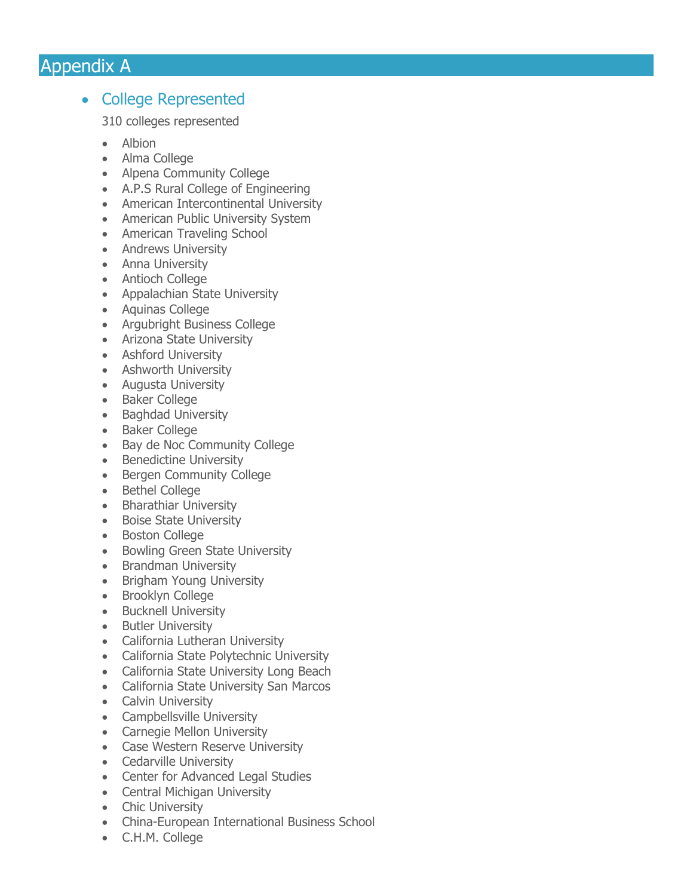# Appendix A

- ## College Represented

  310 colleges represented

  - Albion
  - Alma College
  - Alpena Community College
  - A.P.S Rural College of Engineering
  - American Intercontinental University
  - American Public University System
  - American Traveling School
  - Andrews University
  - Anna University
  - Antioch College
  - Appalachian State University
  - Aquinas College
  - Argubright Business College
  - Arizona State University
  - Ashford University
  - Ashworth University
  - Augusta University
  - Baker College
  - Baghdad University
  - Baker College
  - Bay de Noc Community College
  - Benedictine University
  - Bergen Community College
  - Bethel College
  - Bharathiar University
  - Boise State University
  - Boston College
  - Bowling Green State University
  - Brandman University
  - Brigham Young University
  - Brooklyn College
  - Bucknell University
  - Butler University
  - California Lutheran University
  - California State Polytechnic University
  - California State University Long Beach
  - California State University San Marcos
  - Calvin University
  - Campbellsville University
  - Carnegie Mellon University
  - Case Western Reserve University
  - Cedarville University
  - Center for Advanced Legal Studies
  - Central Michigan University
  - Chic University
  - China-European International Business School
  - C.H.M. College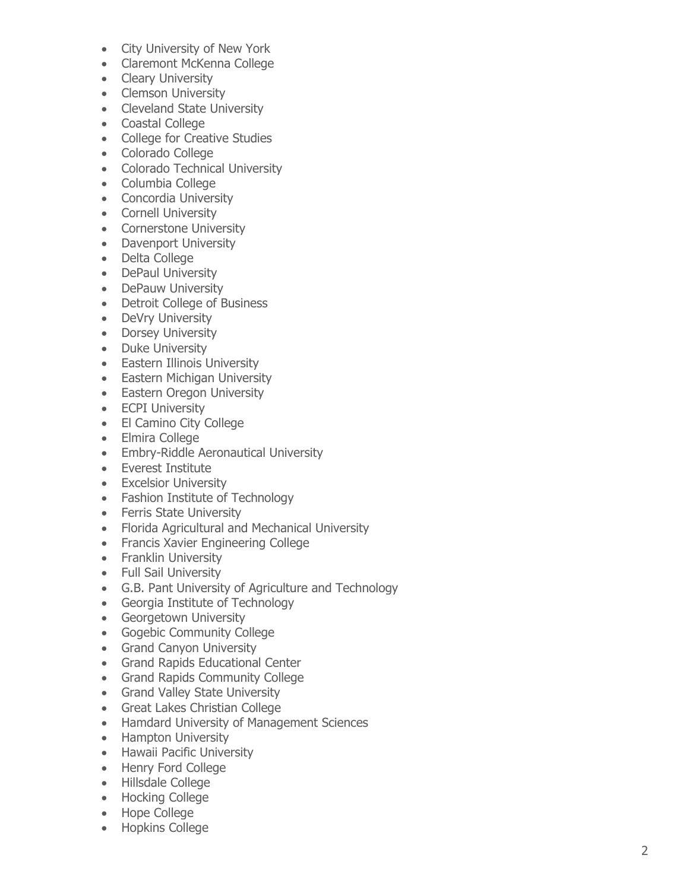- City University of New York
- Claremont McKenna College
- Cleary University
- Clemson University
- Cleveland State University
- Coastal College
- College for Creative Studies
- Colorado College
- Colorado Technical University
- Columbia College
- Concordia University
- Cornell University
- Cornerstone University
- Davenport University
- Delta College
- DePaul University
- DePauw University
- Detroit College of Business
- DeVry University
- Dorsey University
- Duke University
- Eastern Illinois University
- Eastern Michigan University
- Eastern Oregon University
- ECPI University
- El Camino City College
- Elmira College
- Embry-Riddle Aeronautical University
- Everest Institute
- Excelsior University
- Fashion Institute of Technology
- Ferris State University
- Florida Agricultural and Mechanical University
- Francis Xavier Engineering College
- Franklin University
- Full Sail University
- G.B. Pant University of Agriculture and Technology
- Georgia Institute of Technology
- Georgetown University
- Gogebic Community College
- Grand Canyon University
- Grand Rapids Educational Center
- Grand Rapids Community College
- Grand Valley State University
- Great Lakes Christian College
- Hamdard University of Management Sciences
- Hampton University
- Hawaii Pacific University
- Henry Ford College
- Hillsdale College
- Hocking College
- Hope College
- Hopkins College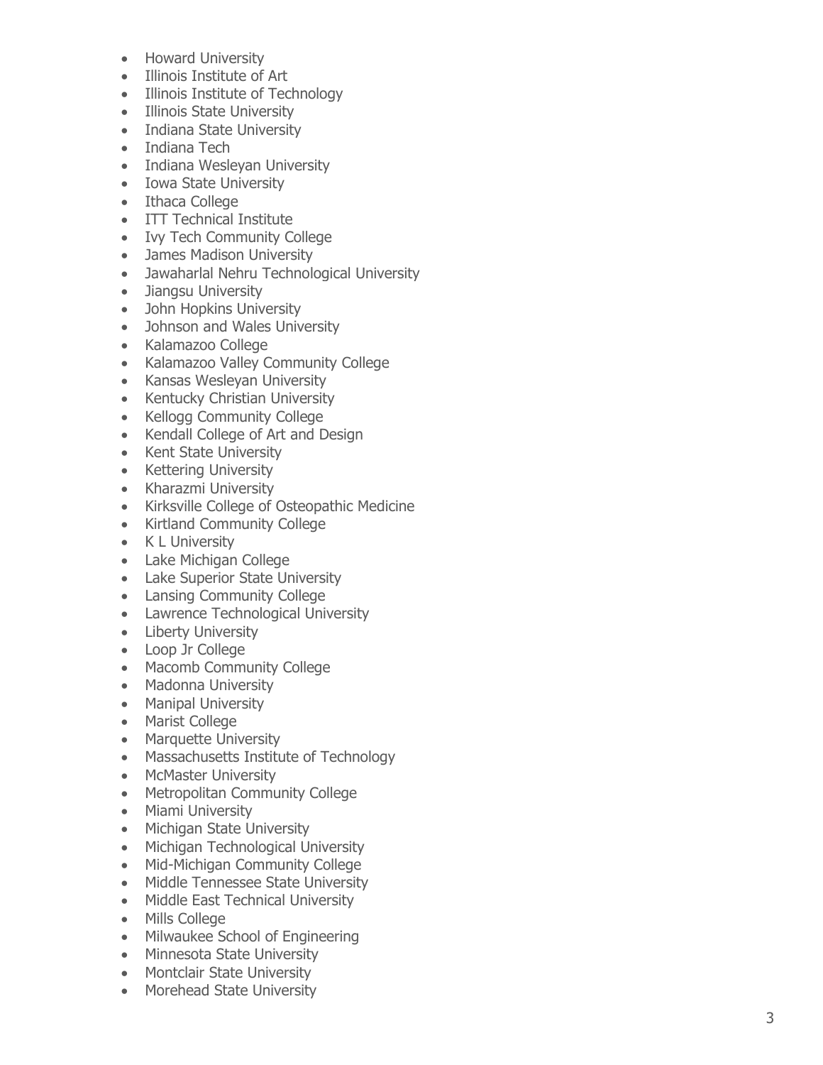- Howard University
- Illinois Institute of Art
- Illinois Institute of Technology
- Illinois State University
- Indiana State University
- Indiana Tech
- Indiana Wesleyan University
- Iowa State University
- Ithaca College
- ITT Technical Institute
- Ivy Tech Community College
- James Madison University
- Jawaharlal Nehru Technological University
- Jiangsu University
- John Hopkins University
- Johnson and Wales University
- Kalamazoo College
- Kalamazoo Valley Community College
- Kansas Wesleyan University
- Kentucky Christian University
- Kellogg Community College
- Kendall College of Art and Design
- Kent State University
- Kettering University
- Kharazmi University
- Kirksville College of Osteopathic Medicine
- Kirtland Community College
- K L University
- Lake Michigan College
- Lake Superior State University
- Lansing Community College
- Lawrence Technological University
- Liberty University
- Loop Jr College
- Macomb Community College
- Madonna University
- Manipal University
- Marist College
- Marquette University
- Massachusetts Institute of Technology
- McMaster University
- Metropolitan Community College
- Miami University
- Michigan State University
- Michigan Technological University
- Mid-Michigan Community College
- Middle Tennessee State University
- Middle East Technical University
- Mills College
- Milwaukee School of Engineering
- Minnesota State University
- Montclair State University
- Morehead State University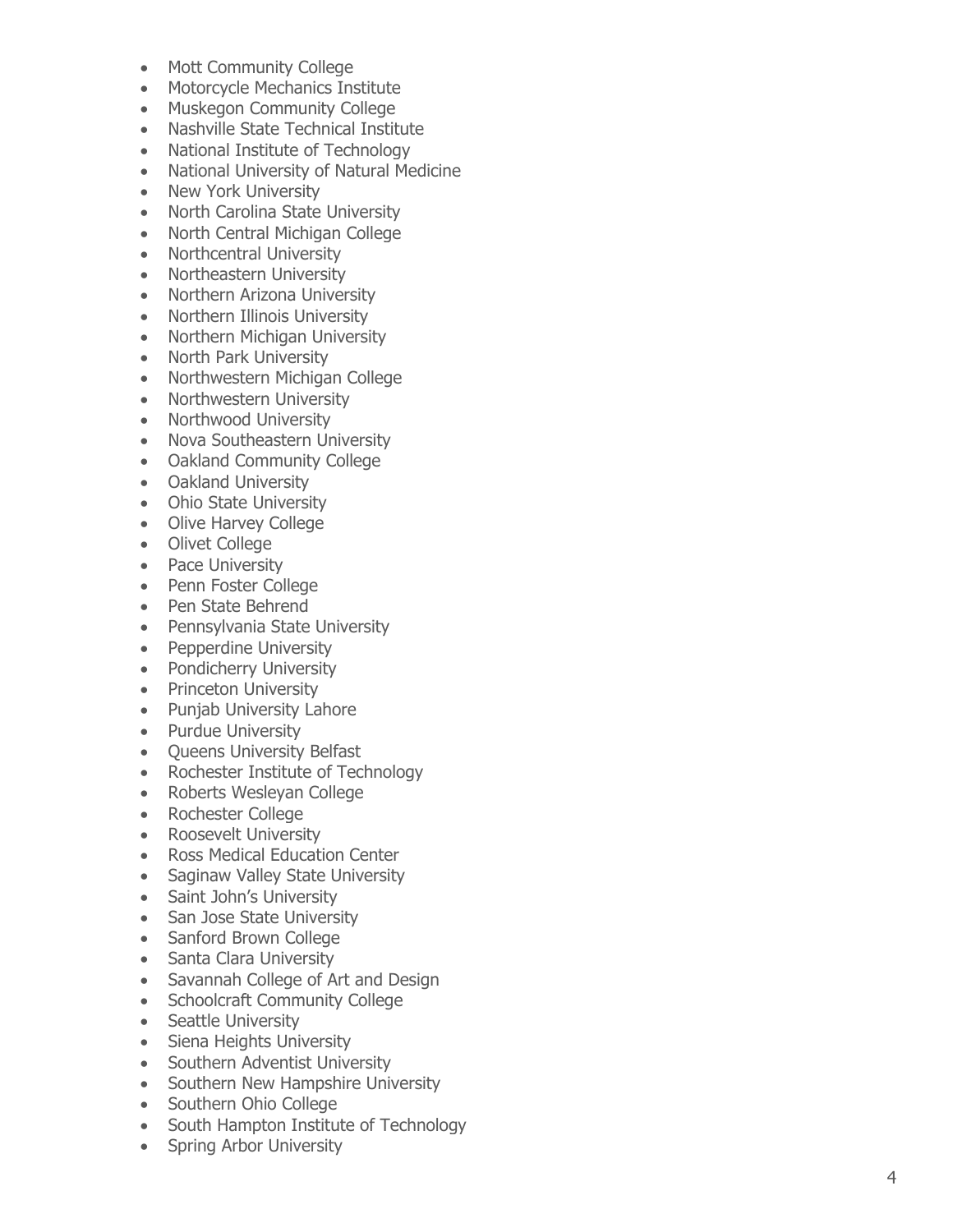- Mott Community College
- Motorcycle Mechanics Institute
- Muskegon Community College
- Nashville State Technical Institute
- National Institute of Technology
- National University of Natural Medicine
- New York University
- North Carolina State University
- North Central Michigan College
- Northcentral University
- Northeastern University
- Northern Arizona University
- Northern Illinois University
- Northern Michigan University
- North Park University
- Northwestern Michigan College
- Northwestern University
- Northwood University
- Nova Southeastern University
- Oakland Community College
- Oakland University
- Ohio State University
- Olive Harvey College
- Olivet College
- Pace University
- Penn Foster College
- Pen State Behrend
- Pennsylvania State University
- Pepperdine University
- Pondicherry University
- Princeton University
- Punjab University Lahore
- Purdue University
- Queens University Belfast
- Rochester Institute of Technology
- Roberts Wesleyan College
- Rochester College
- Roosevelt University
- Ross Medical Education Center
- Saginaw Valley State University
- Saint John's University
- San Jose State University
- Sanford Brown College
- Santa Clara University
- Savannah College of Art and Design
- Schoolcraft Community College
- Seattle University
- Siena Heights University
- Southern Adventist University
- Southern New Hampshire University
- Southern Ohio College
- South Hampton Institute of Technology
- Spring Arbor University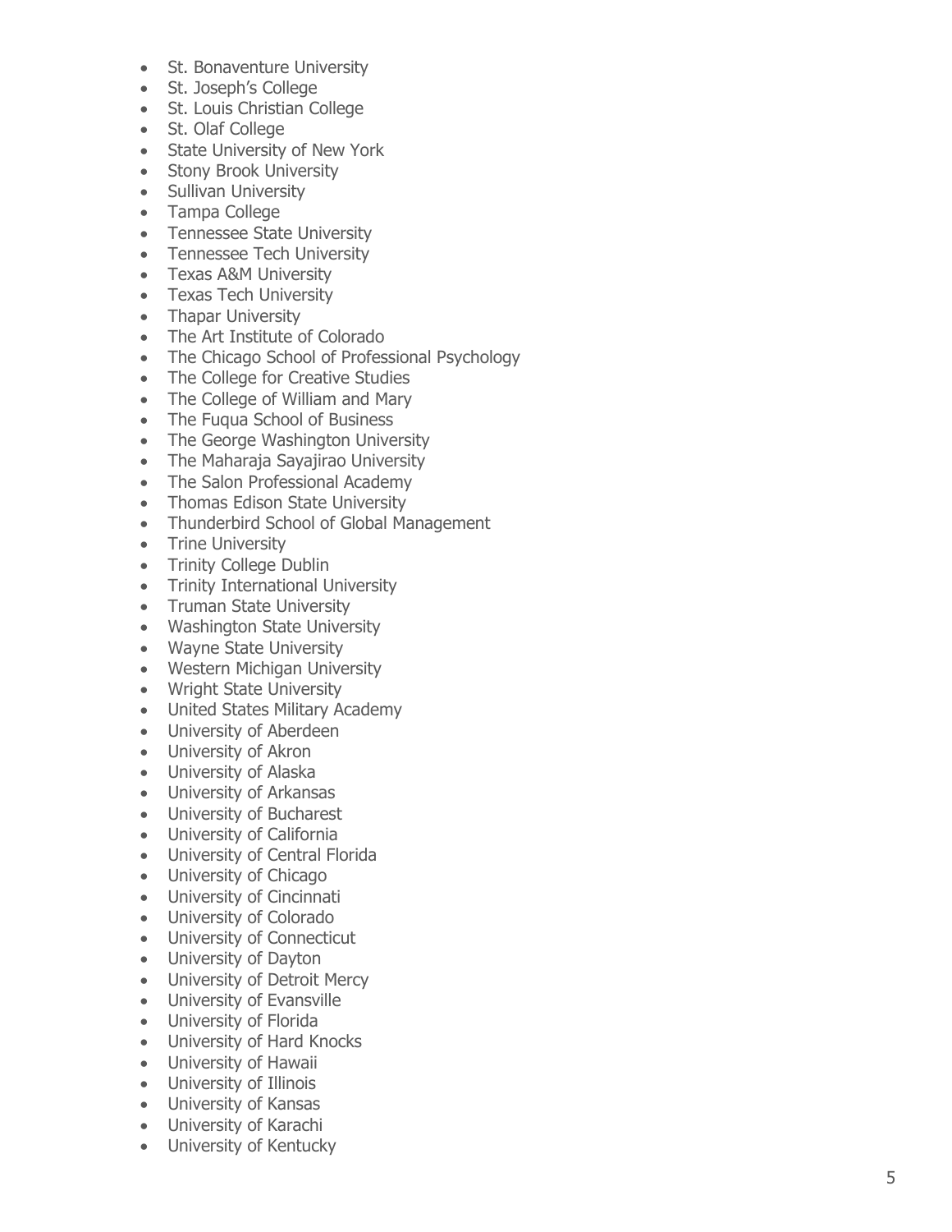- St. Bonaventure University
- St. Joseph's College
- St. Louis Christian College
- St. Olaf College
- State University of New York
- Stony Brook University
- Sullivan University
- Tampa College
- Tennessee State University
- Tennessee Tech University
- Texas A&M University
- Texas Tech University
- Thapar University
- The Art Institute of Colorado
- The Chicago School of Professional Psychology
- The College for Creative Studies
- The College of William and Mary
- The Fuqua School of Business
- The George Washington University
- The Maharaja Sayajirao University
- The Salon Professional Academy
- Thomas Edison State University
- Thunderbird School of Global Management
- Trine University
- Trinity College Dublin
- Trinity International University
- Truman State University
- Washington State University
- Wayne State University
- Western Michigan University
- Wright State University
- United States Military Academy
- University of Aberdeen
- University of Akron
- University of Alaska
- University of Arkansas
- University of Bucharest
- University of California
- University of Central Florida
- University of Chicago
- University of Cincinnati
- University of Colorado
- University of Connecticut
- University of Dayton
- University of Detroit Mercy
- University of Evansville
- University of Florida
- University of Hard Knocks
- University of Hawaii
- University of Illinois
- University of Kansas
- University of Karachi
- University of Kentucky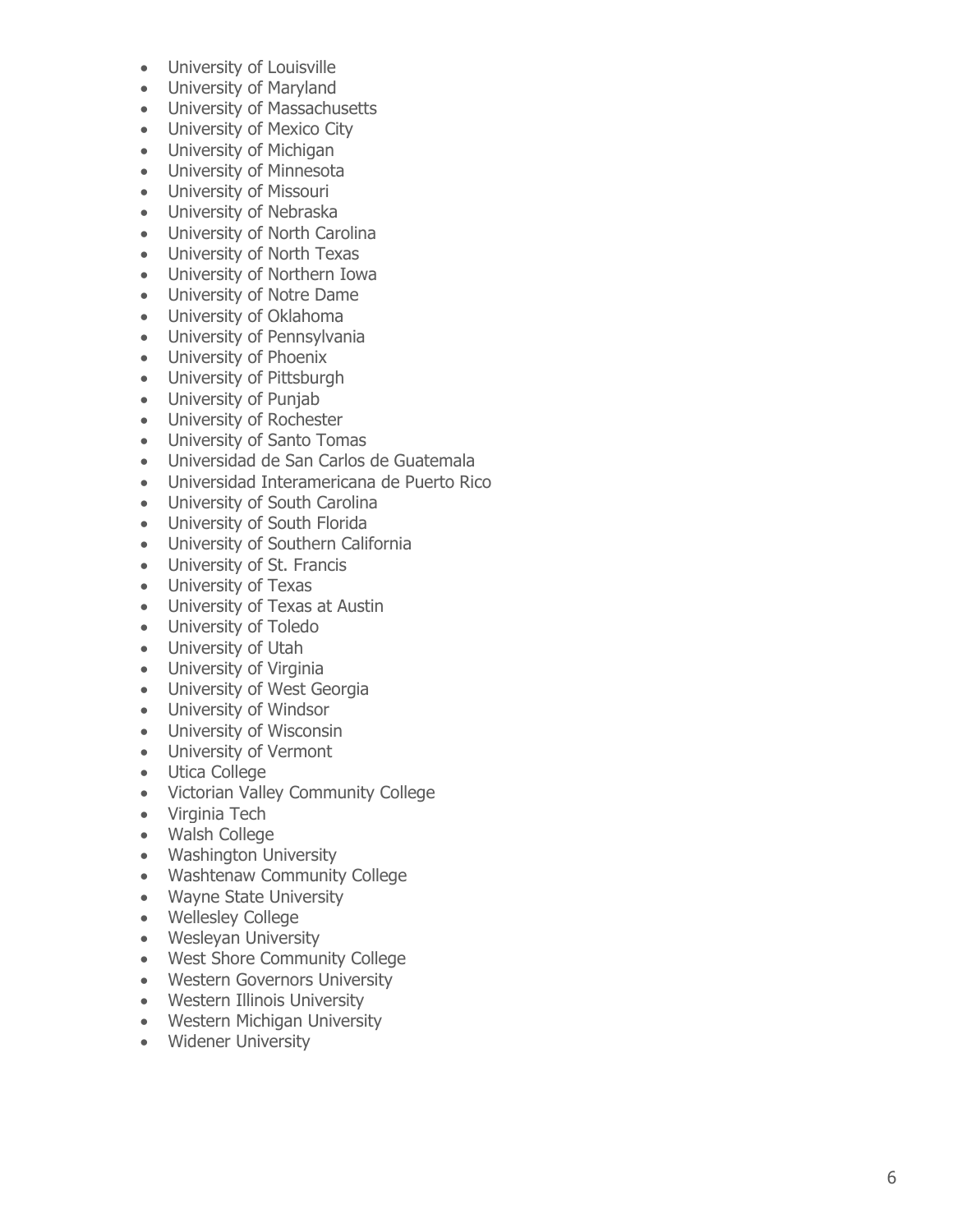- University of Louisville
- University of Maryland
- University of Massachusetts
- University of Mexico City
- University of Michigan
- University of Minnesota
- University of Missouri
- University of Nebraska
- University of North Carolina
- University of North Texas
- University of Northern Iowa
- University of Notre Dame
- University of Oklahoma
- University of Pennsylvania
- University of Phoenix
- University of Pittsburgh
- University of Punjab
- University of Rochester
- University of Santo Tomas
- Universidad de San Carlos de Guatemala
- Universidad Interamericana de Puerto Rico
- University of South Carolina
- University of South Florida
- University of Southern California
- University of St. Francis
- University of Texas
- University of Texas at Austin
- University of Toledo
- University of Utah
- University of Virginia
- University of West Georgia
- University of Windsor
- University of Wisconsin
- University of Vermont
- Utica College
- Victorian Valley Community College
- Virginia Tech
- Walsh College
- Washington University
- Washtenaw Community College
- Wayne State University
- Wellesley College
- Wesleyan University
- West Shore Community College
- Western Governors University
- Western Illinois University
- Western Michigan University
- Widener University